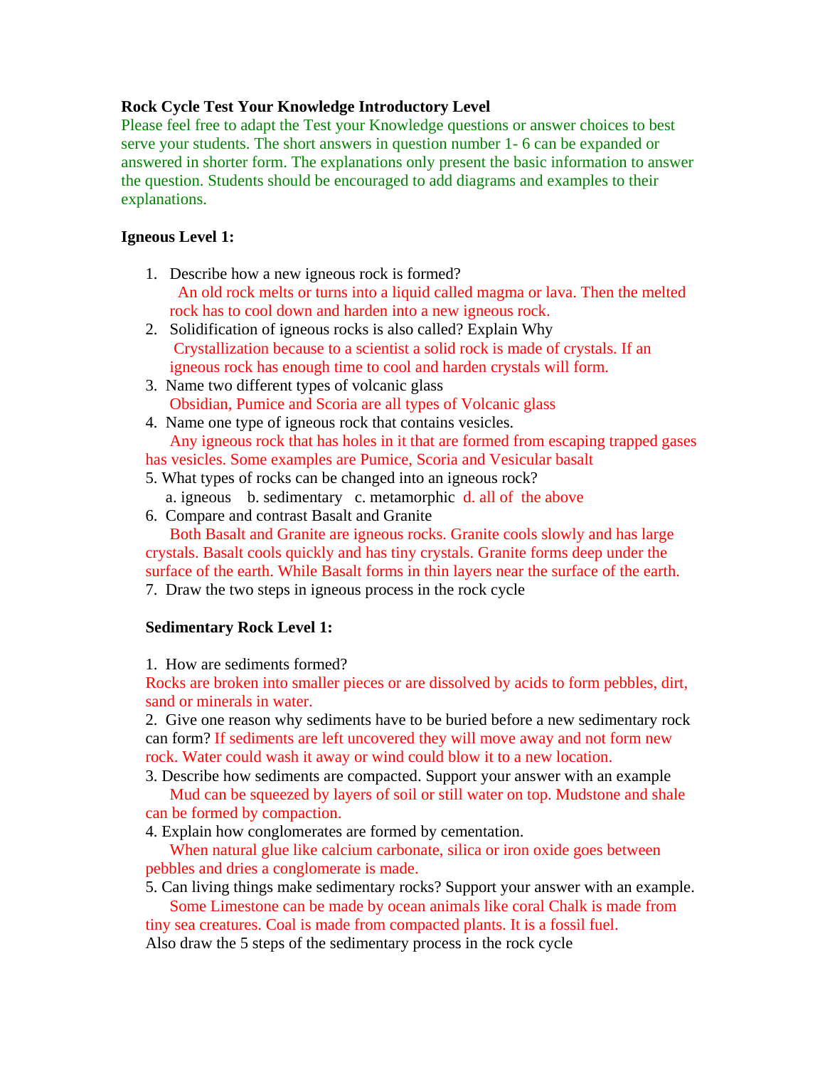**Rock Cycle Test Your Knowledge Introductory Level**

Please feel free to adapt the Test your Knowledge questions or answer choices to best serve your students. The short answers in question number 1- 6 can be expanded or answered in shorter form. The explanations only present the basic information to answer the question. Students should be encouraged to add diagrams and examples to their explanations.

**Igneous Level 1:**

1. Describe how a new igneous rock is formed?
   An old rock melts or turns into a liquid called magma or lava. Then the melted rock has to cool down and harden into a new igneous rock.
2. Solidification of igneous rocks is also called? Explain Why
   Crystallization because to a scientist a solid rock is made of crystals. If an igneous rock has enough time to cool and harden crystals will form.
3. Name two different types of volcanic glass
   Obsidian, Pumice and Scoria are all types of Volcanic glass
4. Name one type of igneous rock that contains vesicles.
   Any igneous rock that has holes in it that are formed from escaping trapped gases has vesicles. Some examples are Pumice, Scoria and Vesicular basalt
5. What types of rocks can be changed into an igneous rock?
   a. igneous b. sedimentary c. metamorphic d. all of the above
6. Compare and contrast Basalt and Granite
   Both Basalt and Granite are igneous rocks. Granite cools slowly and has large crystals. Basalt cools quickly and has tiny crystals. Granite forms deep under the surface of the earth. While Basalt forms in thin layers near the surface of the earth.
7. Draw the two steps in igneous process in the rock cycle

**Sedimentary Rock Level 1:**

1. How are sediments formed?
   Rocks are broken into smaller pieces or are dissolved by acids to form pebbles, dirt, sand or minerals in water.
2. Give one reason why sediments have to be buried before a new sedimentary rock can form? If sediments are left uncovered they will move away and not form new rock. Water could wash it away or wind could blow it to a new location.
3. Describe how sediments are compacted. Support your answer with an example
   Mud can be squeezed by layers of soil or still water on top. Mudstone and shale can be formed by compaction.
4. Explain how conglomerates are formed by cementation.
   When natural glue like calcium carbonate, silica or iron oxide goes between pebbles and dries a conglomerate is made.
5. Can living things make sedimentary rocks? Support your answer with an example.
   Some Limestone can be made by ocean animals like coral Chalk is made from tiny sea creatures. Coal is made from compacted plants. It is a fossil fuel.

Also draw the 5 steps of the sedimentary process in the rock cycle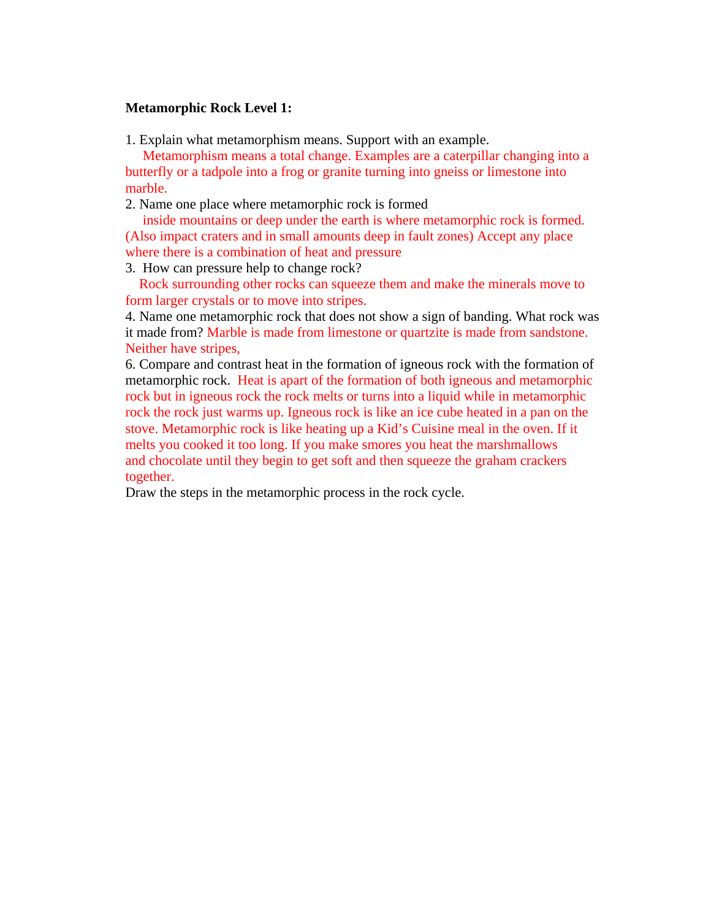**Metamorphic Rock Level 1:**

1. Explain what metamorphism means. Support with an example.
   Metamorphism means a total change. Examples are a caterpillar changing into a butterfly or a tadpole into a frog or granite turning into gneiss or limestone into marble.

2. Name one place where metamorphic rock is formed
   inside mountains or deep under the earth is where metamorphic rock is formed. (Also impact craters and in small amounts deep in fault zones) Accept any place where there is a combination of heat and pressure

3. How can pressure help to change rock?
   Rock surrounding other rocks can squeeze them and make the minerals move to form larger crystals or to move into stripes.

4. Name one metamorphic rock that does not show a sign of banding. What rock was it made from? Marble is made from limestone or quartzite is made from sandstone. Neither have stripes,

6. Compare and contrast heat in the formation of igneous rock with the formation of metamorphic rock. Heat is apart of the formation of both igneous and metamorphic rock but in igneous rock the rock melts or turns into a liquid while in metamorphic rock the rock just warms up. Igneous rock is like an ice cube heated in a pan on the stove. Metamorphic rock is like heating up a Kid's Cuisine meal in the oven. If it melts you cooked it too long. If you make smores you heat the marshmallows and chocolate until they begin to get soft and then squeeze the graham crackers together.

Draw the steps in the metamorphic process in the rock cycle.